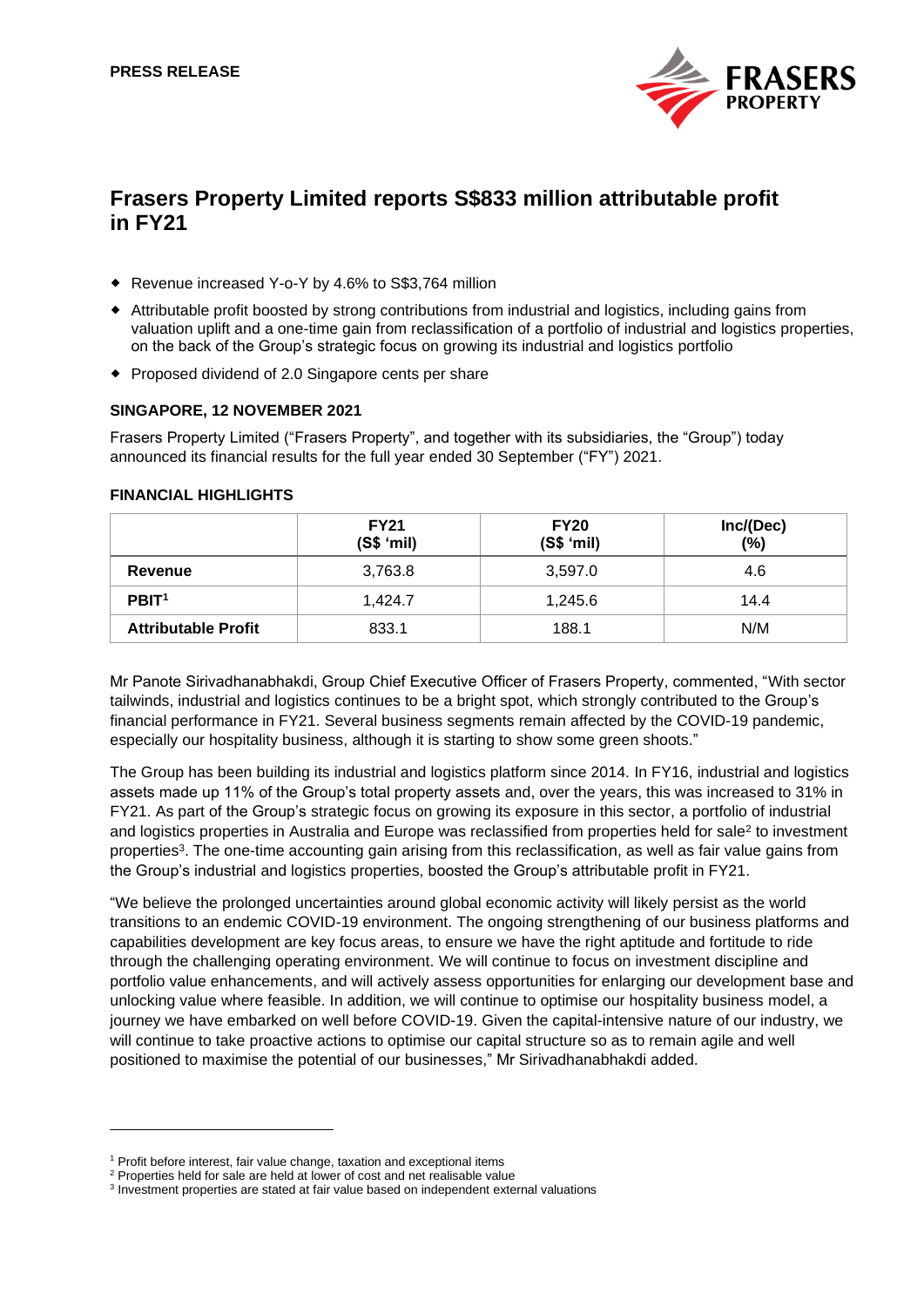**PRESS RELEASE**

# Frasers Property Limited reports S$833 million attributable profit in FY21

- Revenue increased Y-o-Y by 4.6% to S$3,764 million
- Attributable profit boosted by strong contributions from industrial and logistics, including gains from valuation uplift and a one-time gain from reclassification of a portfolio of industrial and logistics properties, on the back of the Group's strategic focus on growing its industrial and logistics portfolio
- Proposed dividend of 2.0 Singapore cents per share

**SINGAPORE, 12 NOVEMBER 2021**

Frasers Property Limited ("Frasers Property", and together with its subsidiaries, the "Group") today announced its financial results for the full year ended 30 September ("FY") 2021.

**FINANCIAL HIGHLIGHTS**

| | FY21 (S$ 'mil) | FY20 (S$ 'mil) | Inc/(Dec) (%) |
|---|---|---|---|
| **Revenue** | 3,763.8 | 3,597.0 | 4.6 |
| **PBIT**[1] | 1,424.7 | 1,245.6 | 14.4 |
| **Attributable Profit** | 833.1 | 188.1 | N/M |

Mr Panote Sirivadhanabhakdi, Group Chief Executive Officer of Frasers Property, commented, "With sector tailwinds, industrial and logistics continues to be a bright spot, which strongly contributed to the Group's financial performance in FY21. Several business segments remain affected by the COVID-19 pandemic, especially our hospitality business, although it is starting to show some green shoots."

The Group has been building its industrial and logistics platform since 2014. In FY16, industrial and logistics assets made up 11% of the Group's total property assets and, over the years, this was increased to 31% in FY21. As part of the Group's strategic focus on growing its exposure in this sector, a portfolio of industrial and logistics properties in Australia and Europe was reclassified from properties held for sale[2] to investment properties[3]. The one-time accounting gain arising from this reclassification, as well as fair value gains from the Group's industrial and logistics properties, boosted the Group's attributable profit in FY21.

"We believe the prolonged uncertainties around global economic activity will likely persist as the world transitions to an endemic COVID-19 environment. The ongoing strengthening of our business platforms and capabilities development are key focus areas, to ensure we have the right aptitude and fortitude to ride through the challenging operating environment. We will continue to focus on investment discipline and portfolio value enhancements, and will actively assess opportunities for enlarging our development base and unlocking value where feasible. In addition, we will continue to optimise our hospitality business model, a journey we have embarked on well before COVID-19. Given the capital-intensive nature of our industry, we will continue to take proactive actions to optimise our capital structure so as to remain agile and well positioned to maximise the potential of our businesses," Mr Sirivadhanabhakdi added.

---

[1] Profit before interest, fair value change, taxation and exceptional items
[2] Properties held for sale are held at lower of cost and net realisable value
[3] Investment properties are stated at fair value based on independent external valuations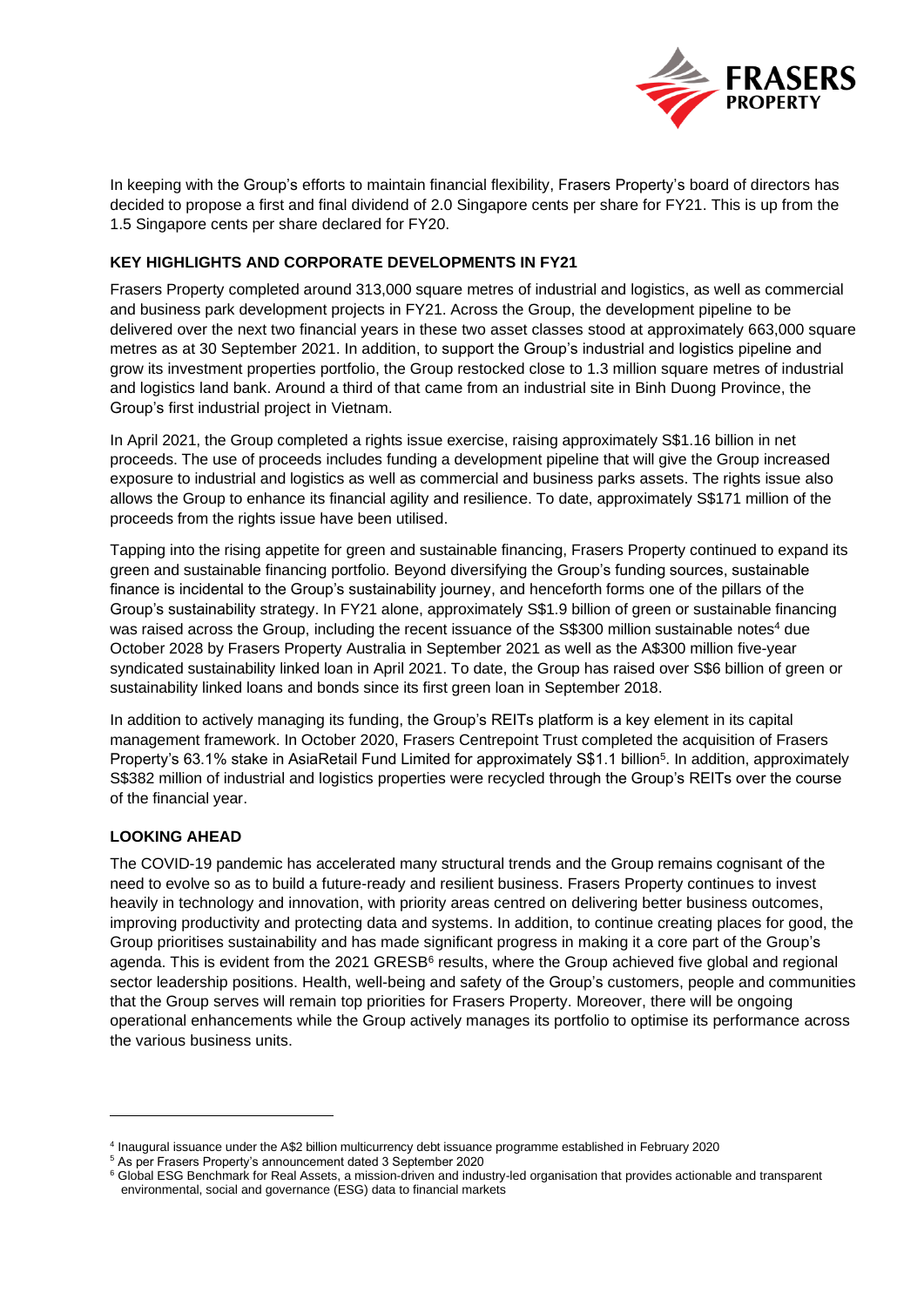In keeping with the Group's efforts to maintain financial flexibility, Frasers Property's board of directors has decided to propose a first and final dividend of 2.0 Singapore cents per share for FY21. This is up from the 1.5 Singapore cents per share declared for FY20.

**KEY HIGHLIGHTS AND CORPORATE DEVELOPMENTS IN FY21**

Frasers Property completed around 313,000 square metres of industrial and logistics, as well as commercial and business park development projects in FY21. Across the Group, the development pipeline to be delivered over the next two financial years in these two asset classes stood at approximately 663,000 square metres as at 30 September 2021. In addition, to support the Group's industrial and logistics pipeline and grow its investment properties portfolio, the Group restocked close to 1.3 million square metres of industrial and logistics land bank. Around a third of that came from an industrial site in Binh Duong Province, the Group's first industrial project in Vietnam.

In April 2021, the Group completed a rights issue exercise, raising approximately S$1.16 billion in net proceeds. The use of proceeds includes funding a development pipeline that will give the Group increased exposure to industrial and logistics as well as commercial and business parks assets. The rights issue also allows the Group to enhance its financial agility and resilience. To date, approximately S$171 million of the proceeds from the rights issue have been utilised.

Tapping into the rising appetite for green and sustainable financing, Frasers Property continued to expand its green and sustainable financing portfolio. Beyond diversifying the Group's funding sources, sustainable finance is incidental to the Group's sustainability journey, and henceforth forms one of the pillars of the Group's sustainability strategy. In FY21 alone, approximately S$1.9 billion of green or sustainable financing was raised across the Group, including the recent issuance of the S$300 million sustainable notes[4] due October 2028 by Frasers Property Australia in September 2021 as well as the A$300 million five-year syndicated sustainability linked loan in April 2021. To date, the Group has raised over S$6 billion of green or sustainability linked loans and bonds since its first green loan in September 2018.

In addition to actively managing its funding, the Group's REITs platform is a key element in its capital management framework. In October 2020, Frasers Centrepoint Trust completed the acquisition of Frasers Property's 63.1% stake in AsiaRetail Fund Limited for approximately S$1.1 billion[5]. In addition, approximately S$382 million of industrial and logistics properties were recycled through the Group's REITs over the course of the financial year.

**LOOKING AHEAD**

The COVID-19 pandemic has accelerated many structural trends and the Group remains cognisant of the need to evolve so as to build a future-ready and resilient business. Frasers Property continues to invest heavily in technology and innovation, with priority areas centred on delivering better business outcomes, improving productivity and protecting data and systems. In addition, to continue creating places for good, the Group prioritises sustainability and has made significant progress in making it a core part of the Group's agenda. This is evident from the 2021 GRESB[6] results, where the Group achieved five global and regional sector leadership positions. Health, well-being and safety of the Group's customers, people and communities that the Group serves will remain top priorities for Frasers Property. Moreover, there will be ongoing operational enhancements while the Group actively manages its portfolio to optimise its performance across the various business units.

---

[4] Inaugural issuance under the A$2 billion multicurrency debt issuance programme established in February 2020

[5] As per Frasers Property's announcement dated 3 September 2020

[6] Global ESG Benchmark for Real Assets, a mission-driven and industry-led organisation that provides actionable and transparent environmental, social and governance (ESG) data to financial markets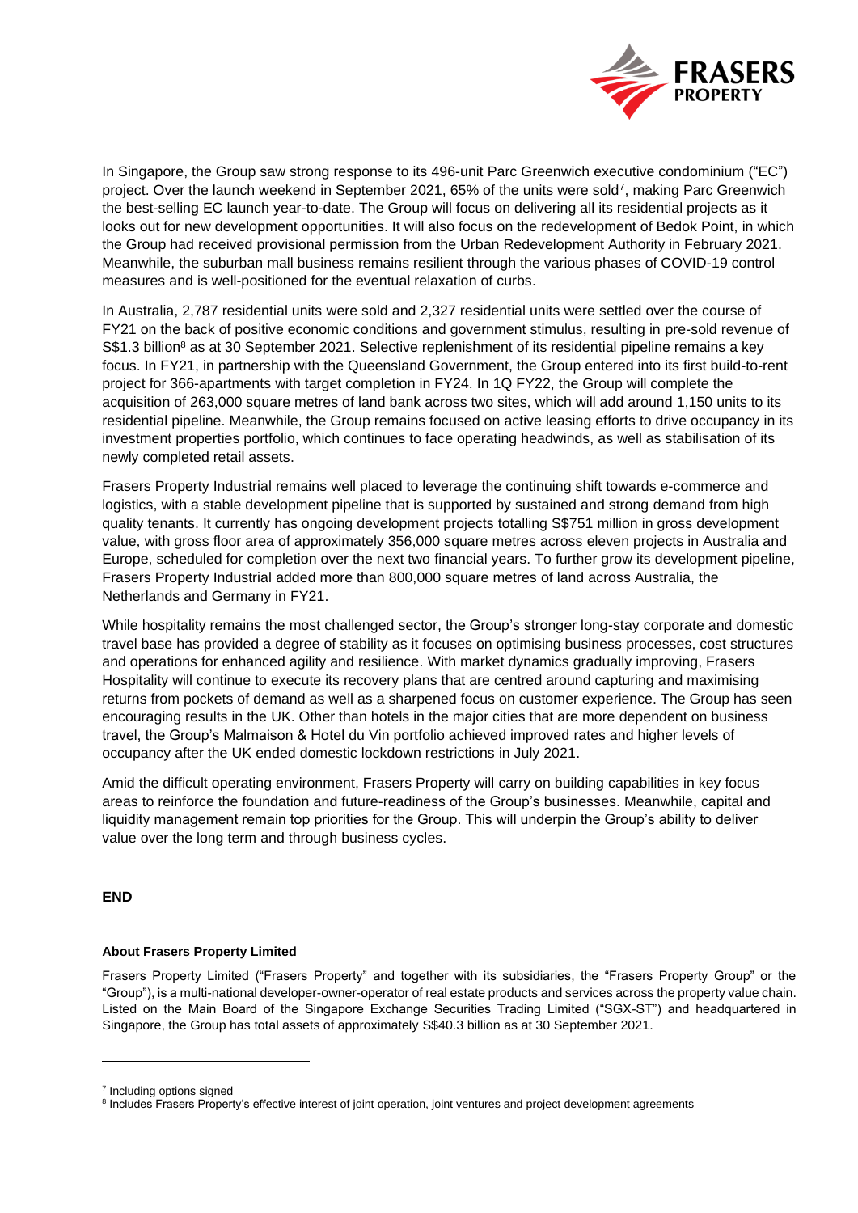In Singapore, the Group saw strong response to its 496-unit Parc Greenwich executive condominium ("EC") project. Over the launch weekend in September 2021, 65% of the units were sold[7], making Parc Greenwich the best-selling EC launch year-to-date. The Group will focus on delivering all its residential projects as it looks out for new development opportunities. It will also focus on the redevelopment of Bedok Point, in which the Group had received provisional permission from the Urban Redevelopment Authority in February 2021. Meanwhile, the suburban mall business remains resilient through the various phases of COVID-19 control measures and is well-positioned for the eventual relaxation of curbs.

In Australia, 2,787 residential units were sold and 2,327 residential units were settled over the course of FY21 on the back of positive economic conditions and government stimulus, resulting in pre-sold revenue of S$1.3 billion[8] as at 30 September 2021. Selective replenishment of its residential pipeline remains a key focus. In FY21, in partnership with the Queensland Government, the Group entered into its first build-to-rent project for 366-apartments with target completion in FY24. In 1Q FY22, the Group will complete the acquisition of 263,000 square metres of land bank across two sites, which will add around 1,150 units to its residential pipeline. Meanwhile, the Group remains focused on active leasing efforts to drive occupancy in its investment properties portfolio, which continues to face operating headwinds, as well as stabilisation of its newly completed retail assets.

Frasers Property Industrial remains well placed to leverage the continuing shift towards e-commerce and logistics, with a stable development pipeline that is supported by sustained and strong demand from high quality tenants. It currently has ongoing development projects totalling S$751 million in gross development value, with gross floor area of approximately 356,000 square metres across eleven projects in Australia and Europe, scheduled for completion over the next two financial years. To further grow its development pipeline, Frasers Property Industrial added more than 800,000 square metres of land across Australia, the Netherlands and Germany in FY21.

While hospitality remains the most challenged sector, the Group's stronger long-stay corporate and domestic travel base has provided a degree of stability as it focuses on optimising business processes, cost structures and operations for enhanced agility and resilience. With market dynamics gradually improving, Frasers Hospitality will continue to execute its recovery plans that are centred around capturing and maximising returns from pockets of demand as well as a sharpened focus on customer experience. The Group has seen encouraging results in the UK. Other than hotels in the major cities that are more dependent on business travel, the Group's Malmaison & Hotel du Vin portfolio achieved improved rates and higher levels of occupancy after the UK ended domestic lockdown restrictions in July 2021.

Amid the difficult operating environment, Frasers Property will carry on building capabilities in key focus areas to reinforce the foundation and future-readiness of the Group's businesses. Meanwhile, capital and liquidity management remain top priorities for the Group. This will underpin the Group's ability to deliver value over the long term and through business cycles.

**END**

**About Frasers Property Limited**

Frasers Property Limited ("Frasers Property" and together with its subsidiaries, the "Frasers Property Group" or the "Group"), is a multi-national developer-owner-operator of real estate products and services across the property value chain. Listed on the Main Board of the Singapore Exchange Securities Trading Limited ("SGX-ST") and headquartered in Singapore, the Group has total assets of approximately S$40.3 billion as at 30 September 2021.

---

[7] Including options signed

[8] Includes Frasers Property's effective interest of joint operation, joint ventures and project development agreements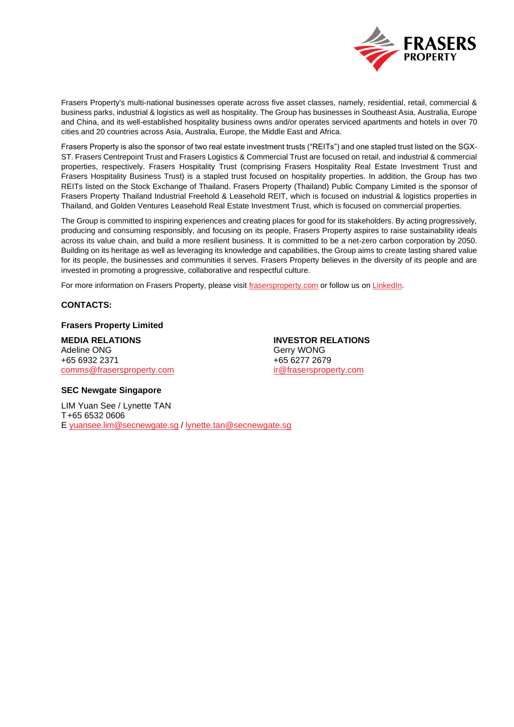Frasers Property's multi-national businesses operate across five asset classes, namely, residential, retail, commercial & business parks, industrial & logistics as well as hospitality. The Group has businesses in Southeast Asia, Australia, Europe and China, and its well-established hospitality business owns and/or operates serviced apartments and hotels in over 70 cities and 20 countries across Asia, Australia, Europe, the Middle East and Africa.

Frasers Property is also the sponsor of two real estate investment trusts ("REITs") and one stapled trust listed on the SGX-ST. Frasers Centrepoint Trust and Frasers Logistics & Commercial Trust are focused on retail, and industrial & commercial properties, respectively. Frasers Hospitality Trust (comprising Frasers Hospitality Real Estate Investment Trust and Frasers Hospitality Business Trust) is a stapled trust focused on hospitality properties. In addition, the Group has two REITs listed on the Stock Exchange of Thailand. Frasers Property (Thailand) Public Company Limited is the sponsor of Frasers Property Thailand Industrial Freehold & Leasehold REIT, which is focused on industrial & logistics properties in Thailand, and Golden Ventures Leasehold Real Estate Investment Trust, which is focused on commercial properties.

The Group is committed to inspiring experiences and creating places for good for its stakeholders. By acting progressively, producing and consuming responsibly, and focusing on its people, Frasers Property aspires to raise sustainability ideals across its value chain, and build a more resilient business. It is committed to be a net-zero carbon corporation by 2050. Building on its heritage as well as leveraging its knowledge and capabilities, the Group aims to create lasting shared value for its people, the businesses and communities it serves. Frasers Property believes in the diversity of its people and are invested in promoting a progressive, collaborative and respectful culture.

For more information on Frasers Property, please visit frasersproperty.com or follow us on LinkedIn.

**CONTACTS:**

**Frasers Property Limited**

**MEDIA RELATIONS**
Adeline ONG
+65 6932 2371
comms@frasersproperty.com

**INVESTOR RELATIONS**
Gerry WONG
+65 6277 2679
ir@frasersproperty.com

**SEC Newgate Singapore**

LIM Yuan See / Lynette TAN
T +65 6532 0606
E yuansee.lim@secnewgate.sg / lynette.tan@secnewgate.sg